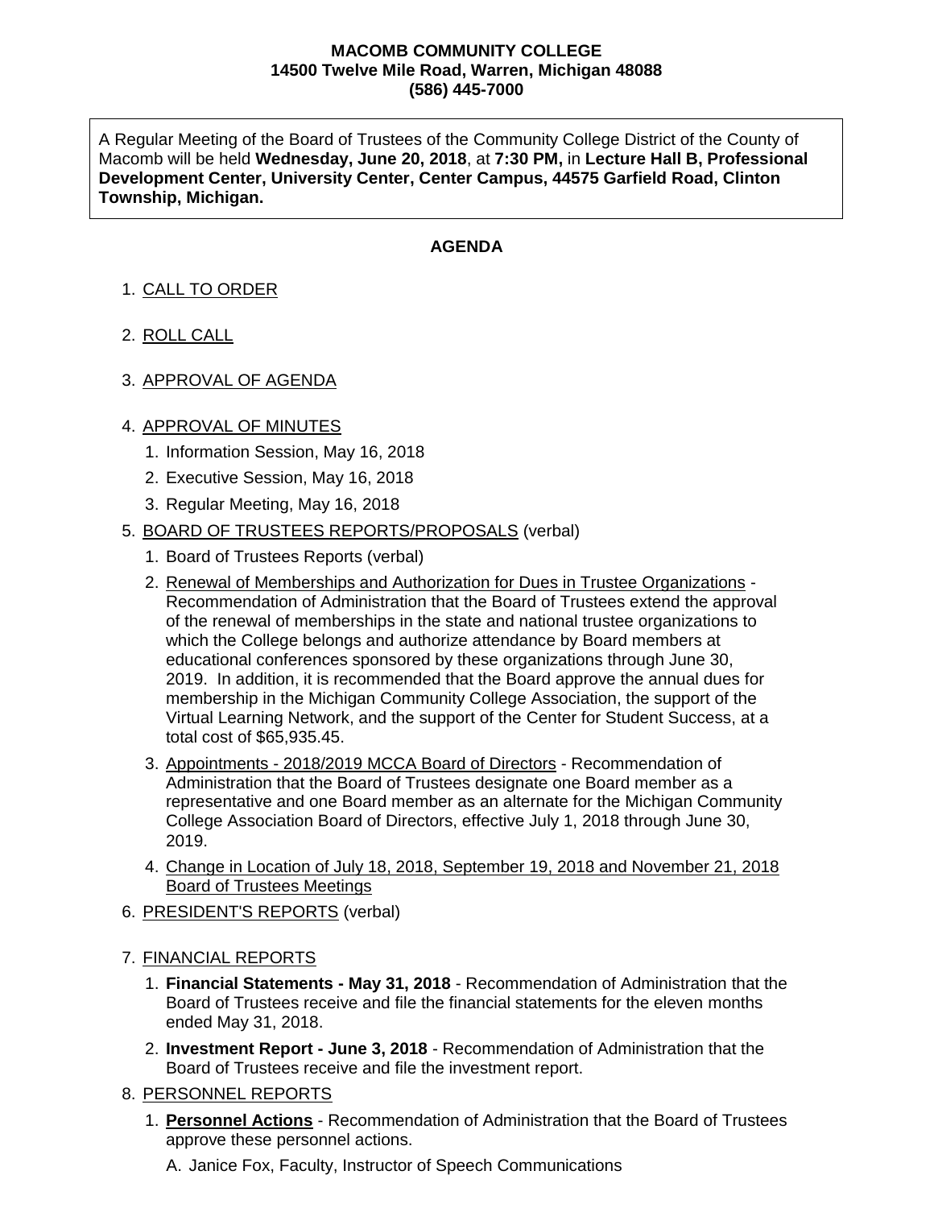**MACOMB COMMUNITY COLLEGE**
**14500 Twelve Mile Road, Warren, Michigan 48088**
**(586) 445-7000**

A Regular Meeting of the Board of Trustees of the Community College District of the County of Macomb will be held **Wednesday, June 20, 2018**, at **7:30 PM,** in **Lecture Hall B, Professional Development Center, University Center, Center Campus, 44575 Garfield Road, Clinton Township, Michigan.**

## AGENDA

1. CALL TO ORDER
2. ROLL CALL
3. APPROVAL OF AGENDA
4. APPROVAL OF MINUTES
    1. Information Session, May 16, 2018
    2. Executive Session, May 16, 2018
    3. Regular Meeting, May 16, 2018
5. BOARD OF TRUSTEES REPORTS/PROPOSALS (verbal)
    1. Board of Trustees Reports (verbal)
    2. Renewal of Memberships and Authorization for Dues in Trustee Organizations - Recommendation of Administration that the Board of Trustees extend the approval of the renewal of memberships in the state and national trustee organizations to which the College belongs and authorize attendance by Board members at educational conferences sponsored by these organizations through June 30, 2019. In addition, it is recommended that the Board approve the annual dues for membership in the Michigan Community College Association, the support of the Virtual Learning Network, and the support of the Center for Student Success, at a total cost of $65,935.45.
    3. Appointments - 2018/2019 MCCA Board of Directors - Recommendation of Administration that the Board of Trustees designate one Board member as a representative and one Board member as an alternate for the Michigan Community College Association Board of Directors, effective July 1, 2018 through June 30, 2019.
    4. Change in Location of July 18, 2018, September 19, 2018 and November 21, 2018 Board of Trustees Meetings
6. PRESIDENT'S REPORTS (verbal)
7. FINANCIAL REPORTS
    1. **Financial Statements - May 31, 2018** - Recommendation of Administration that the Board of Trustees receive and file the financial statements for the eleven months ended May 31, 2018.
    2. **Investment Report - June 3, 2018** - Recommendation of Administration that the Board of Trustees receive and file the investment report.
8. PERSONNEL REPORTS
    1. **Personnel Actions** - Recommendation of Administration that the Board of Trustees approve these personnel actions.

        A. Janice Fox, Faculty, Instructor of Speech Communications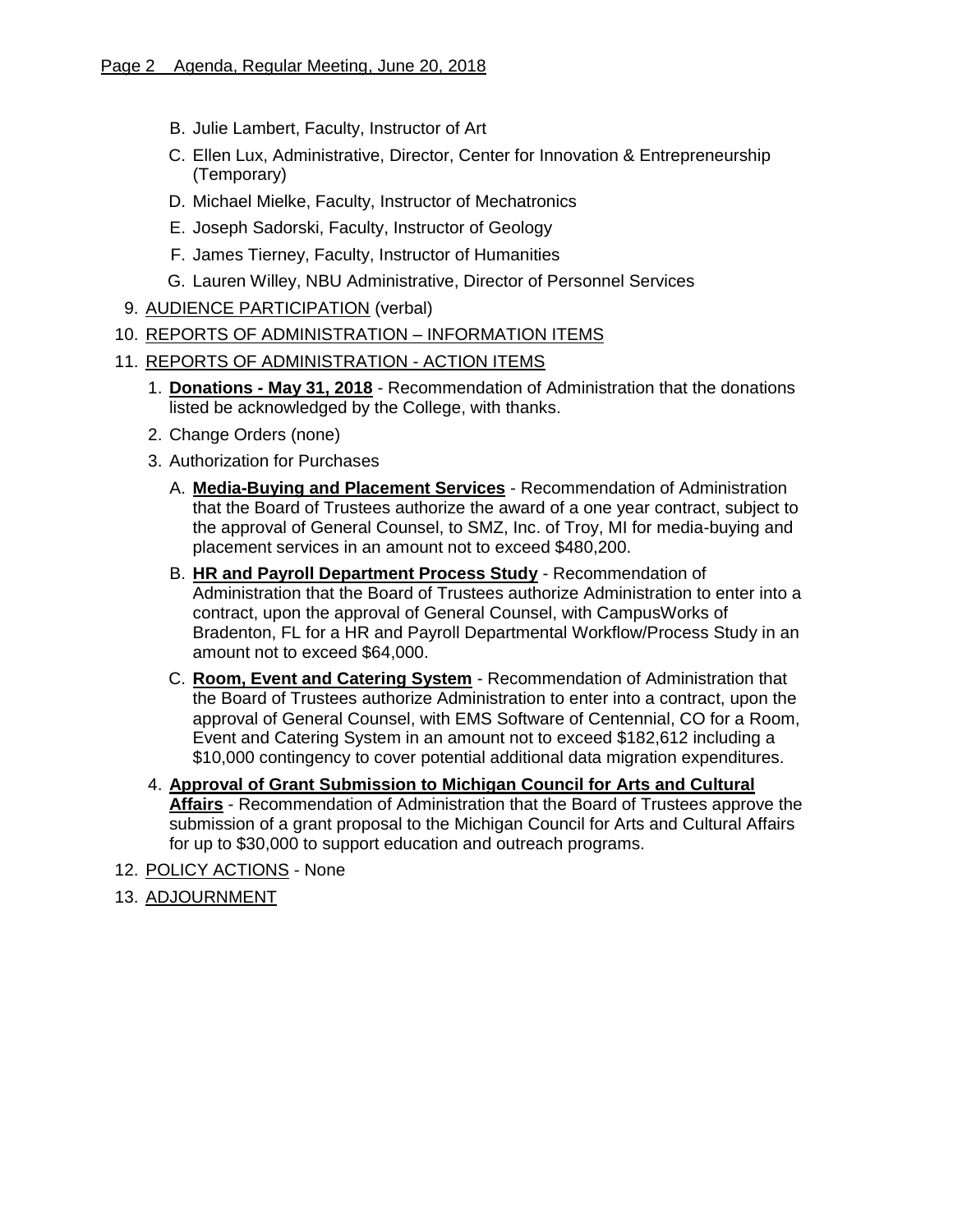B. Julie Lambert, Faculty, Instructor of Art

C. Ellen Lux, Administrative, Director, Center for Innovation & Entrepreneurship (Temporary)

D. Michael Mielke, Faculty, Instructor of Mechatronics

E. Joseph Sadorski, Faculty, Instructor of Geology

F. James Tierney, Faculty, Instructor of Humanities

G. Lauren Willey, NBU Administrative, Director of Personnel Services

9. AUDIENCE PARTICIPATION (verbal)

10. REPORTS OF ADMINISTRATION – INFORMATION ITEMS

11. REPORTS OF ADMINISTRATION - ACTION ITEMS

    1. **Donations - May 31, 2018** - Recommendation of Administration that the donations listed be acknowledged by the College, with thanks.

    2. Change Orders (none)

    3. Authorization for Purchases

        A. **Media-Buying and Placement Services** - Recommendation of Administration that the Board of Trustees authorize the award of a one year contract, subject to the approval of General Counsel, to SMZ, Inc. of Troy, MI for media-buying and placement services in an amount not to exceed $480,200.

        B. **HR and Payroll Department Process Study** - Recommendation of Administration that the Board of Trustees authorize Administration to enter into a contract, upon the approval of General Counsel, with CampusWorks of Bradenton, FL for a HR and Payroll Departmental Workflow/Process Study in an amount not to exceed $64,000.

        C. **Room, Event and Catering System** - Recommendation of Administration that the Board of Trustees authorize Administration to enter into a contract, upon the approval of General Counsel, with EMS Software of Centennial, CO for a Room, Event and Catering System in an amount not to exceed $182,612 including a $10,000 contingency to cover potential additional data migration expenditures.

    4. **Approval of Grant Submission to Michigan Council for Arts and Cultural Affairs** - Recommendation of Administration that the Board of Trustees approve the submission of a grant proposal to the Michigan Council for Arts and Cultural Affairs for up to $30,000 to support education and outreach programs.

12. POLICY ACTIONS - None

13. ADJOURNMENT